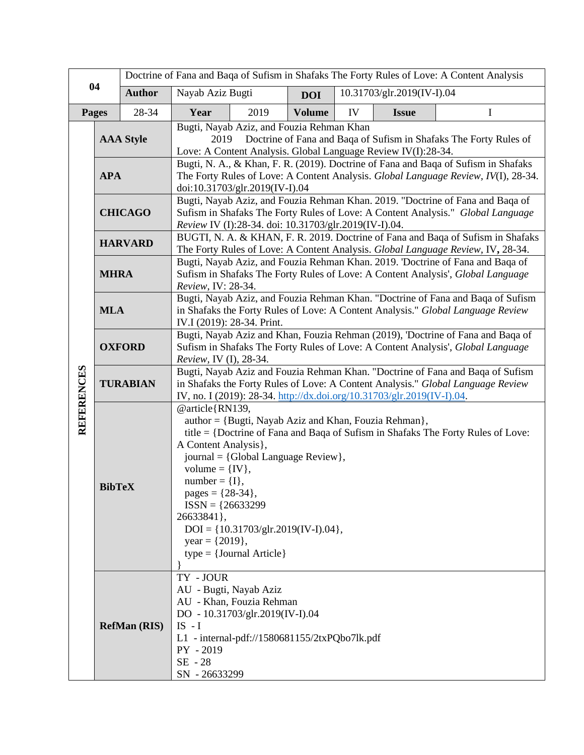| 04 | Doctrine of Fana and Baqa of Sufism in Shafaks The Forty Rules of Love: A Content Analysis | | | | | | |
|---|---|---|---|---|---|---|---|
| | **Author** | Nayab Aziz Bugti | | **DOI** | 10.31703/glr.2019(IV-I).04 | | |
| **Pages** | 28-34 | **Year** | 2019 | **Volume** | IV | **Issue** | I |

**REFERENCES**

| Style | Reference |
|---|---|
| **AAA Style** | Bugti, Nayab Aziz, and Fouzia Rehman Khan 2019 Doctrine of Fana and Baqa of Sufism in Shafaks The Forty Rules of Love: A Content Analysis. Global Language Review IV(I):28-34. |
| **APA** | Bugti, N. A., & Khan, F. R. (2019). Doctrine of Fana and Baqa of Sufism in Shafaks The Forty Rules of Love: A Content Analysis. *Global Language Review, IV*(I), 28-34. doi:10.31703/glr.2019(IV-I).04 |
| **CHICAGO** | Bugti, Nayab Aziz, and Fouzia Rehman Khan. 2019. "Doctrine of Fana and Baqa of Sufism in Shafaks The Forty Rules of Love: A Content Analysis." *Global Language Review* IV (I):28-34. doi: 10.31703/glr.2019(IV-I).04. |
| **HARVARD** | BUGTI, N. A. & KHAN, F. R. 2019. Doctrine of Fana and Baqa of Sufism in Shafaks The Forty Rules of Love: A Content Analysis. *Global Language Review*, IV**,** 28-34. |
| **MHRA** | Bugti, Nayab Aziz, and Fouzia Rehman Khan. 2019. 'Doctrine of Fana and Baqa of Sufism in Shafaks The Forty Rules of Love: A Content Analysis', *Global Language Review*, IV: 28-34. |
| **MLA** | Bugti, Nayab Aziz, and Fouzia Rehman Khan. "Doctrine of Fana and Baqa of Sufism in Shafaks the Forty Rules of Love: A Content Analysis." *Global Language Review* IV.I (2019): 28-34. Print. |
| **OXFORD** | Bugti, Nayab Aziz and Khan, Fouzia Rehman (2019), 'Doctrine of Fana and Baqa of Sufism in Shafaks The Forty Rules of Love: A Content Analysis', *Global Language Review*, IV (I), 28-34. |
| **TURABIAN** | Bugti, Nayab Aziz and Fouzia Rehman Khan. "Doctrine of Fana and Baqa of Sufism in Shafaks the Forty Rules of Love: A Content Analysis." *Global Language Review* IV, no. I (2019): 28-34. http://dx.doi.org/10.31703/glr.2019(IV-I).04. |
| **BibTeX** | @article{RN139, author = {Bugti, Nayab Aziz and Khan, Fouzia Rehman}, title = {Doctrine of Fana and Baqa of Sufism in Shafaks The Forty Rules of Love: A Content Analysis}, journal = {Global Language Review}, volume = {IV}, number = {I}, pages = {28-34}, ISSN = {26633299 26633841}, DOI = {10.31703/glr.2019(IV-I).04}, year = {2019}, type = {Journal Article} } |
| **RefMan (RIS)** | TY - JOUR<br>AU - Bugti, Nayab Aziz<br>AU - Khan, Fouzia Rehman<br>DO - 10.31703/glr.2019(IV-I).04<br>IS - I<br>L1 - internal-pdf://1580681155/2txPQbo7lk.pdf<br>PY - 2019<br>SE - 28<br>SN - 26633299 |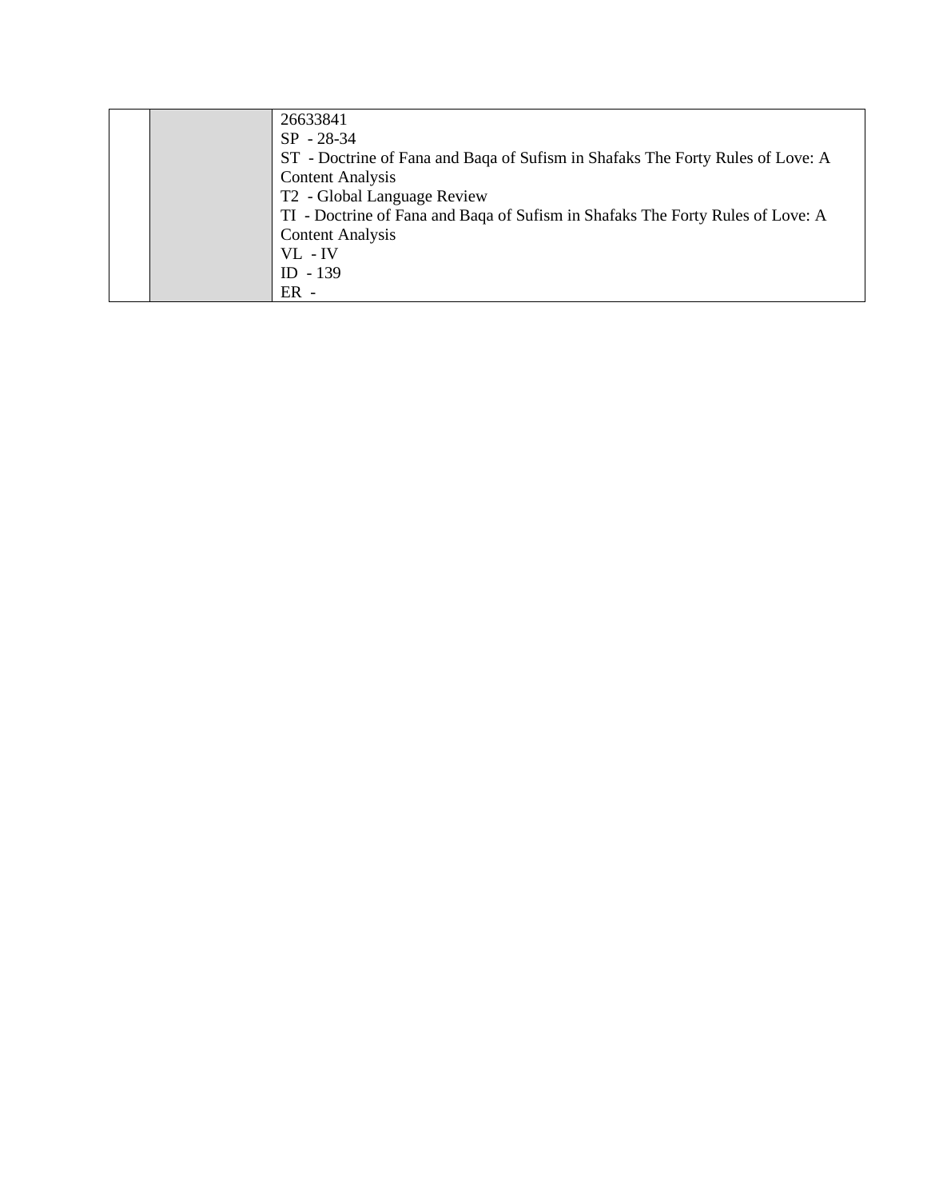| | | |
|---|---|---|
| | | 26633841<br>SP - 28-34<br>ST - Doctrine of Fana and Baqa of Sufism in Shafaks The Forty Rules of Love: A Content Analysis<br>T2 - Global Language Review<br>TI - Doctrine of Fana and Baqa of Sufism in Shafaks The Forty Rules of Love: A Content Analysis<br>VL - IV<br>ID - 139<br>ER - |